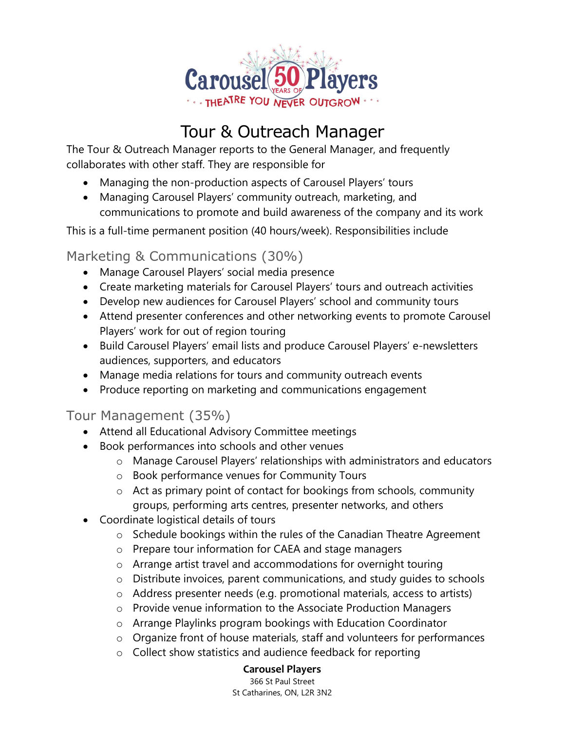# Tour & Outreach Manager

The Tour & Outreach Manager reports to the General Manager, and frequently collaborates with other staff. They are responsible for

- Managing the non-production aspects of Carousel Players' tours
- Managing Carousel Players' community outreach, marketing, and communications to promote and build awareness of the company and its work

This is a full-time permanent position (40 hours/week). Responsibilities include

## Marketing & Communications (30%)

- Manage Carousel Players' social media presence
- Create marketing materials for Carousel Players' tours and outreach activities
- Develop new audiences for Carousel Players' school and community tours
- Attend presenter conferences and other networking events to promote Carousel Players' work for out of region touring
- Build Carousel Players' email lists and produce Carousel Players' e-newsletters audiences, supporters, and educators
- Manage media relations for tours and community outreach events
- Produce reporting on marketing and communications engagement

## Tour Management (35%)

- Attend all Educational Advisory Committee meetings
- Book performances into schools and other venues
  - Manage Carousel Players' relationships with administrators and educators
  - Book performance venues for Community Tours
  - Act as primary point of contact for bookings from schools, community groups, performing arts centres, presenter networks, and others
- Coordinate logistical details of tours
  - Schedule bookings within the rules of the Canadian Theatre Agreement
  - Prepare tour information for CAEA and stage managers
  - Arrange artist travel and accommodations for overnight touring
  - Distribute invoices, parent communications, and study guides to schools
  - Address presenter needs (e.g. promotional materials, access to artists)
  - Provide venue information to the Associate Production Managers
  - Arrange Playlinks program bookings with Education Coordinator
  - Organize front of house materials, staff and volunteers for performances
  - Collect show statistics and audience feedback for reporting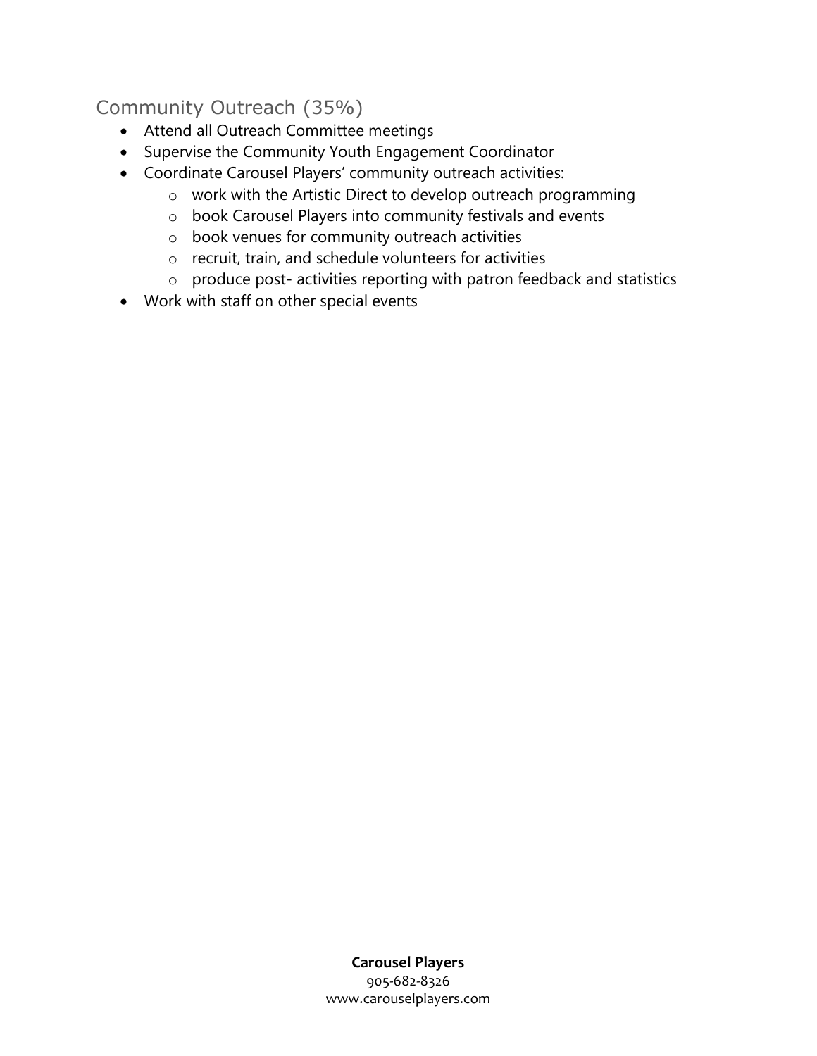## Community Outreach (35%)

- Attend all Outreach Committee meetings
- Supervise the Community Youth Engagement Coordinator
- Coordinate Carousel Players' community outreach activities:
    - work with the Artistic Direct to develop outreach programming
    - book Carousel Players into community festivals and events
    - book venues for community outreach activities
    - recruit, train, and schedule volunteers for activities
    - produce post- activities reporting with patron feedback and statistics
- Work with staff on other special events

**Carousel Players**
905-682-8326
www.carouselplayers.com